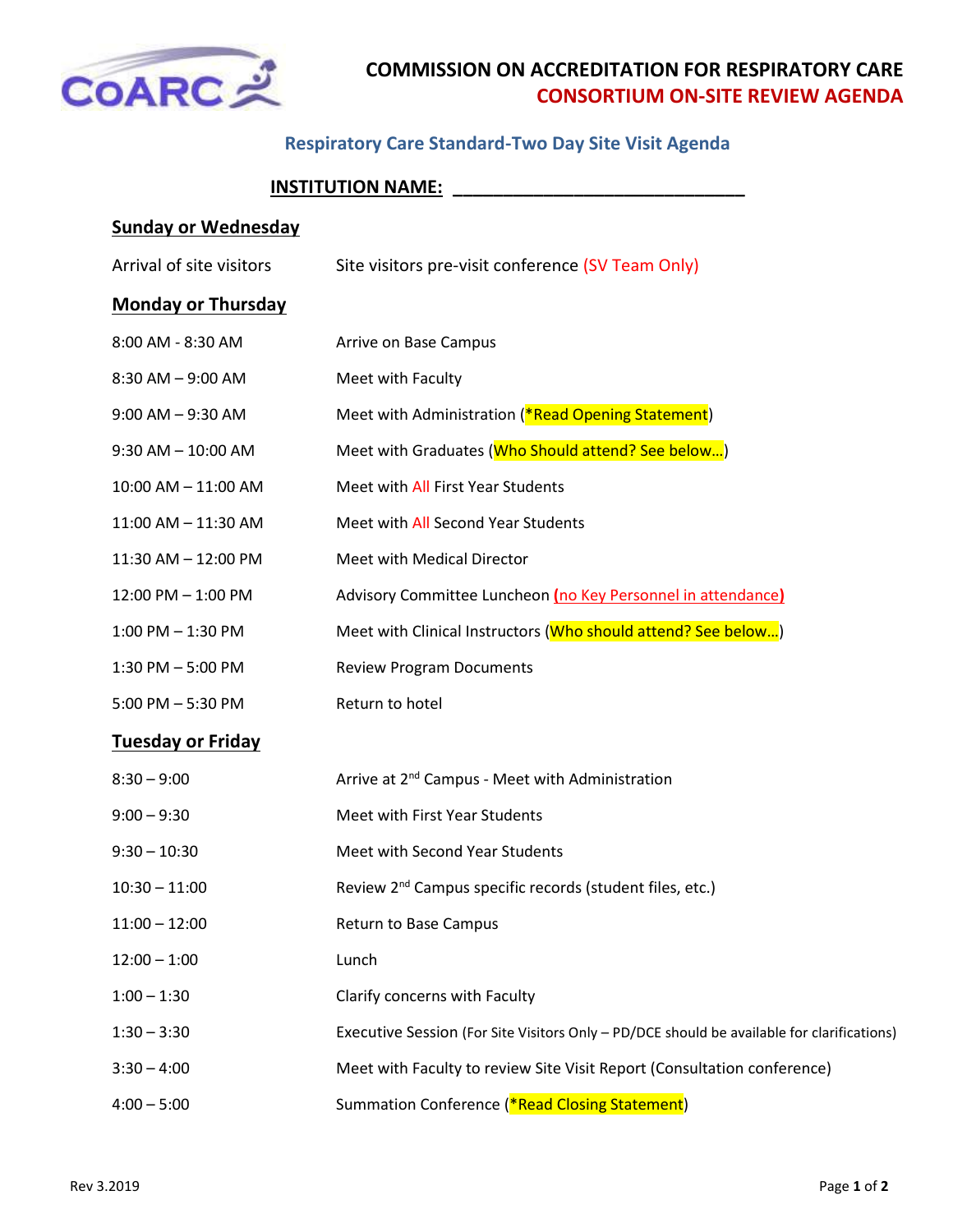# COMMISSION ON ACCREDITATION FOR RESPIRATORY CARE

## CONSORTIUM ON-SITE REVIEW AGENDA

### Respiratory Care Standard-Two Day Site Visit Agenda

**INSTITUTION NAME: ______________________________**

**Sunday or Wednesday**

| | |
|---|---|
| Arrival of site visitors | Site visitors pre-visit conference (SV Team Only) |

**Monday or Thursday**

| | |
|---|---|
| 8:00 AM - 8:30 AM | Arrive on Base Campus |
| 8:30 AM – 9:00 AM | Meet with Faculty |
| 9:00 AM – 9:30 AM | Meet with Administration (*Read Opening Statement) |
| 9:30 AM – 10:00 AM | Meet with Graduates (Who Should attend? See below…) |
| 10:00 AM – 11:00 AM | Meet with All First Year Students |
| 11:00 AM – 11:30 AM | Meet with All Second Year Students |
| 11:30 AM – 12:00 PM | Meet with Medical Director |
| 12:00 PM – 1:00 PM | Advisory Committee Luncheon (no Key Personnel in attendance) |
| 1:00 PM – 1:30 PM | Meet with Clinical Instructors (Who should attend? See below…) |
| 1:30 PM – 5:00 PM | Review Program Documents |
| 5:00 PM – 5:30 PM | Return to hotel |

**Tuesday or Friday**

| | |
|---|---|
| 8:30 – 9:00 | Arrive at 2nd Campus - Meet with Administration |
| 9:00 – 9:30 | Meet with First Year Students |
| 9:30 – 10:30 | Meet with Second Year Students |
| 10:30 – 11:00 | Review 2nd Campus specific records (student files, etc.) |
| 11:00 – 12:00 | Return to Base Campus |
| 12:00 – 1:00 | Lunch |
| 1:00 – 1:30 | Clarify concerns with Faculty |
| 1:30 – 3:30 | Executive Session (For Site Visitors Only – PD/DCE should be available for clarifications) |
| 3:30 – 4:00 | Meet with Faculty to review Site Visit Report (Consultation conference) |
| 4:00 – 5:00 | Summation Conference (*Read Closing Statement) |

Rev 3.2019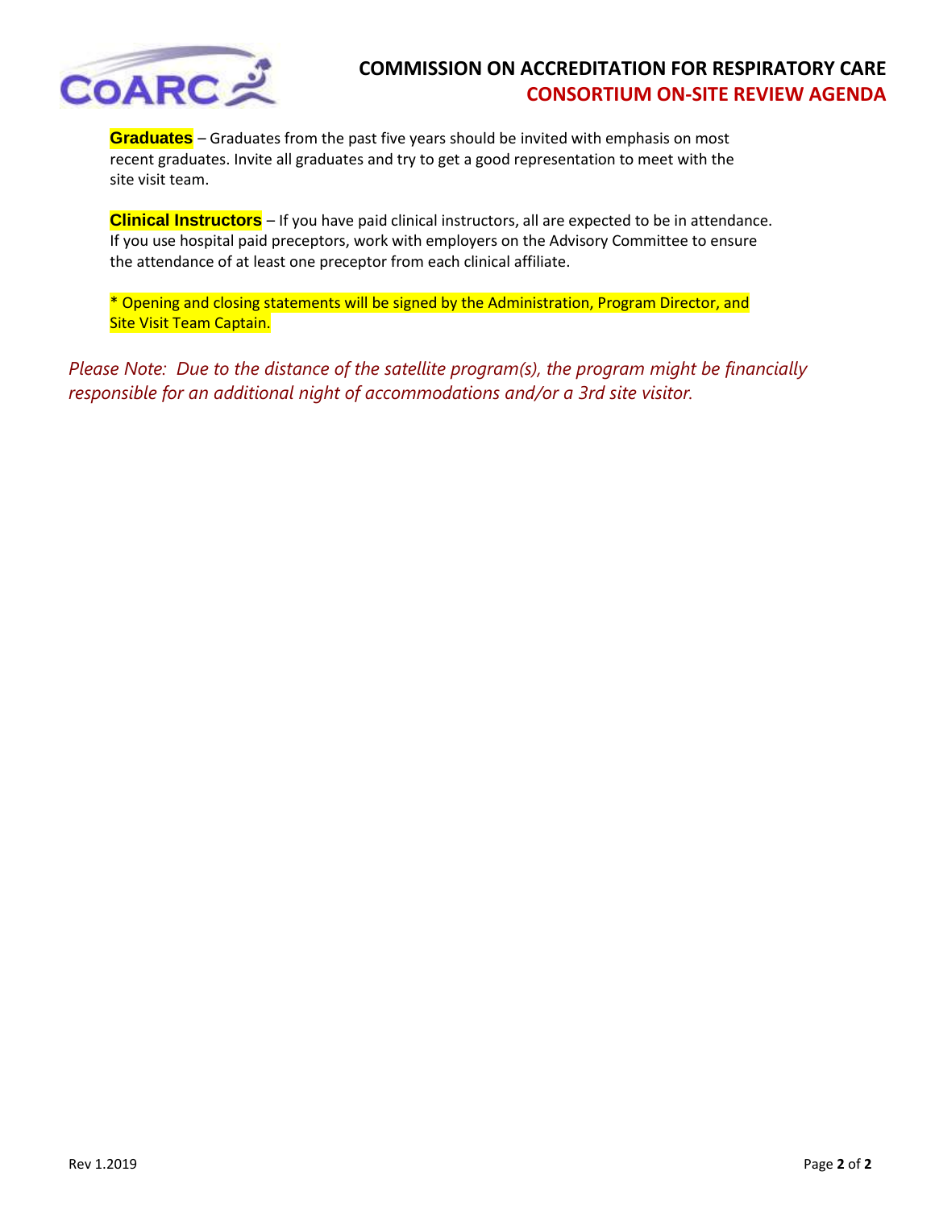**Graduates** – Graduates from the past five years should be invited with emphasis on most recent graduates. Invite all graduates and try to get a good representation to meet with the site visit team.

**Clinical Instructors** – If you have paid clinical instructors, all are expected to be in attendance. If you use hospital paid preceptors, work with employers on the Advisory Committee to ensure the attendance of at least one preceptor from each clinical affiliate.

* Opening and closing statements will be signed by the Administration, Program Director, and Site Visit Team Captain.

*Please Note: Due to the distance of the satellite program(s), the program might be financially responsible for an additional night of accommodations and/or a 3rd site visitor.*

Rev 1.2019